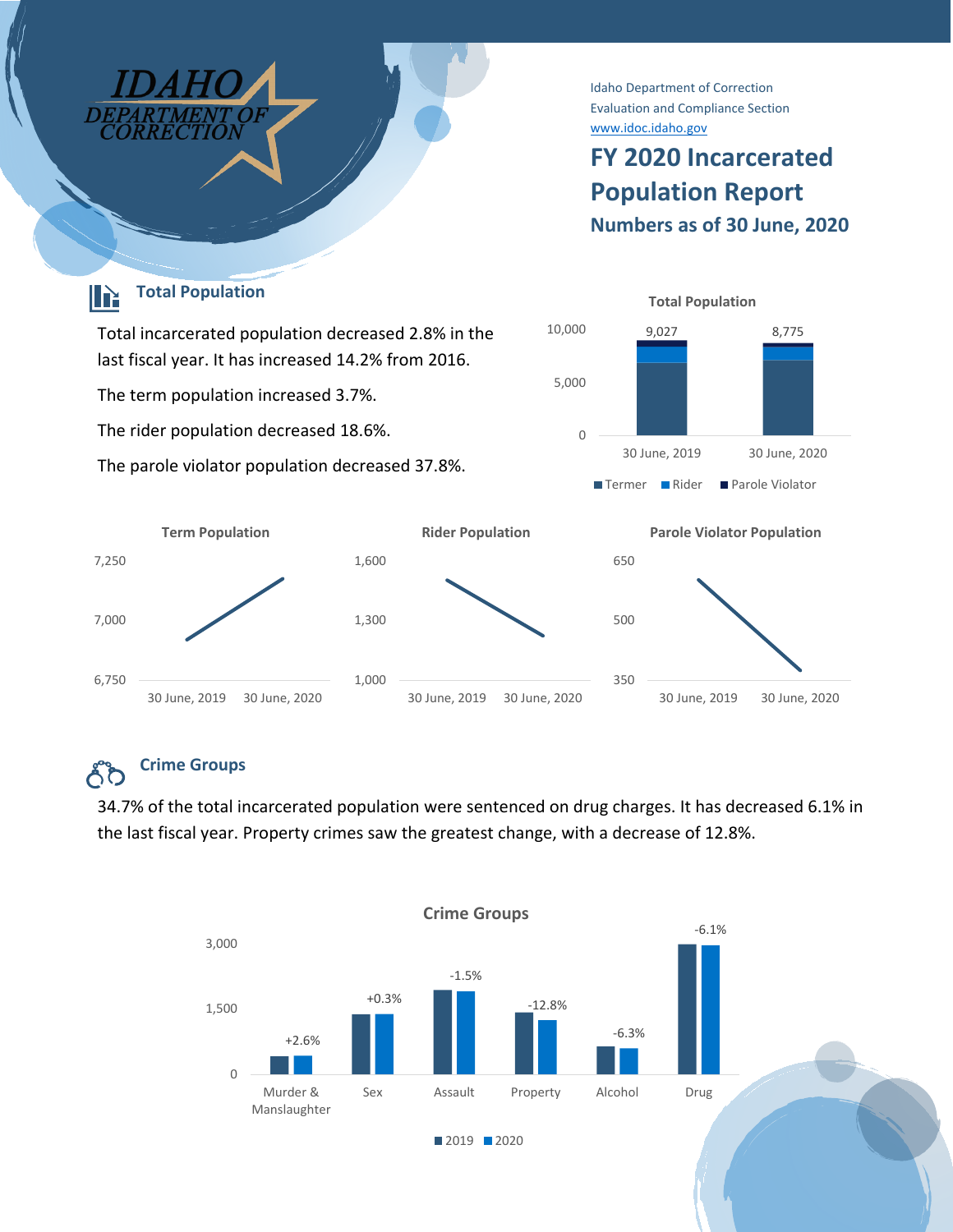Idaho Department of Correction
Evaluation and Compliance Section
www.idoc.idaho.gov

# FY 2020 Incarcerated Population Report

## Numbers as of 30 June, 2020

## Total Population

Total incarcerated population decreased 2.8% in the last fiscal year. It has increased 14.2% from 2016.

The term population increased 3.7%.

The rider population decreased 18.6%.

The parole violator population decreased 37.8%.

Total Population

10,000
5,000
0

9,027
8,775

30 June, 2019
30 June, 2020

Termer
Rider
Parole Violator

Term Population

7,250
7,000
6,750

30 June, 2019
30 June, 2020

Rider Population

1,600
1,300
1,000

30 June, 2019
30 June, 2020

Parole Violator Population

650
500
350

30 June, 2019
30 June, 2020

## Crime Groups

34.7% of the total incarcerated population were sentenced on drug charges. It has decreased 6.1% in the last fiscal year. Property crimes saw the greatest change, with a decrease of 12.8%.

Crime Groups

3,000
1,500
0

Murder & Manslaughter
+2.6%

Sex
+0.3%

Assault
-1.5%

Property
-12.8%

Alcohol
-6.3%

Drug
-6.1%

2019
2020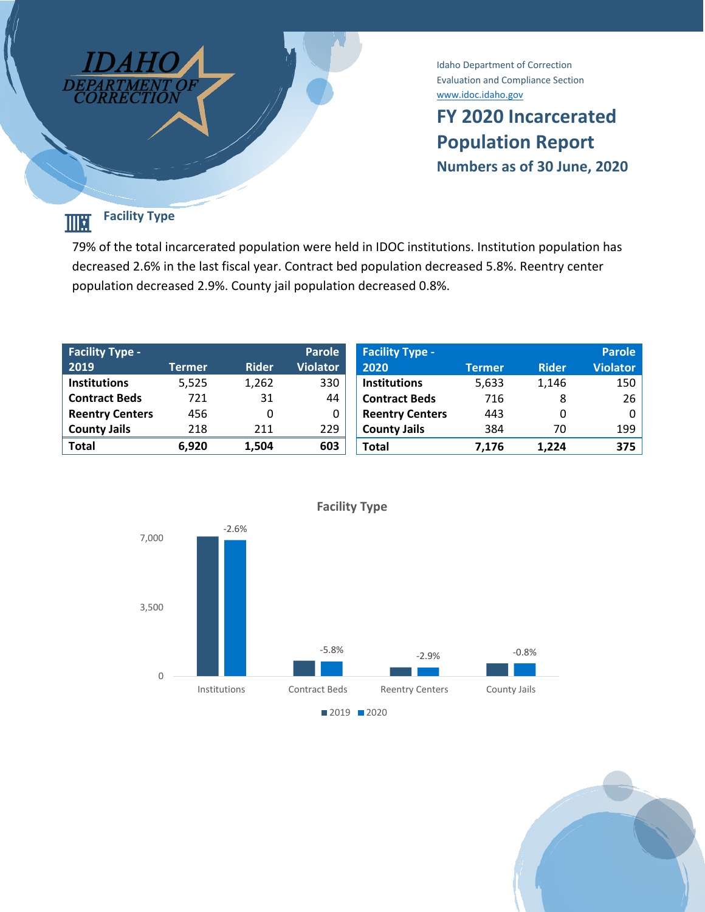Idaho Department of Correction
Evaluation and Compliance Section
www.idoc.idaho.gov

# FY 2020 Incarcerated Population Report

### Numbers as of 30 June, 2020

## Facility Type

79% of the total incarcerated population were held in IDOC institutions. Institution population has decreased 2.6% in the last fiscal year. Contract bed population decreased 5.8%. Reentry center population decreased 2.9%. County jail population decreased 0.8%.

| Facility Type - 2019 | Termer | Rider | Parole Violator |
|---|---|---|---|
| Institutions | 5,525 | 1,262 | 330 |
| Contract Beds | 721 | 31 | 44 |
| Reentry Centers | 456 | 0 | 0 |
| County Jails | 218 | 211 | 229 |
| **Total** | **6,920** | **1,504** | **603** |

| Facility Type - 2020 | Termer | Rider | Parole Violator |
|---|---|---|---|
| Institutions | 5,633 | 1,146 | 150 |
| Contract Beds | 716 | 8 | 26 |
| Reentry Centers | 443 | 0 | 0 |
| County Jails | 384 | 70 | 199 |
| **Total** | **7,176** | **1,224** | **375** |

Facility Type

7,000
3,500
0

-2.6%
-5.8%
-2.9%
-0.8%

Institutions
Contract Beds
Reentry Centers
County Jails

2019 2020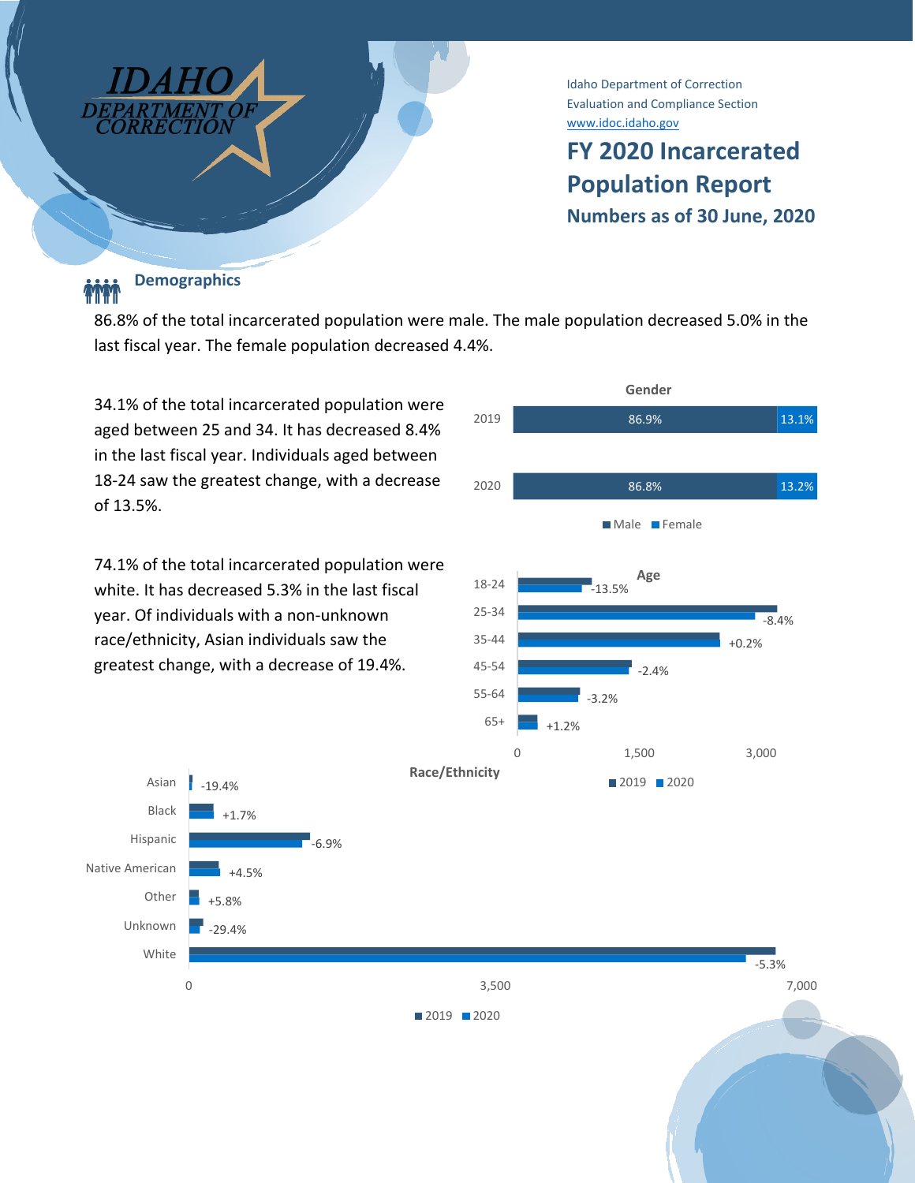Idaho Department of Correction
Evaluation and Compliance Section
www.idoc.idaho.gov

# FY 2020 Incarcerated Population Report

### Numbers as of 30 June, 2020

## Demographics

86.8% of the total incarcerated population were male. The male population decreased 5.0% in the last fiscal year. The female population decreased 4.4%.

Gender

2019: 86.9% 13.1%

2020: 86.8% 13.2%

Male Female

34.1% of the total incarcerated population were aged between 25 and 34. It has decreased 8.4% in the last fiscal year. Individuals aged between 18-24 saw the greatest change, with a decrease of 13.5%.

Age

18-24 -13.5%

25-34 -8.4%

35-44 +0.2%

45-54 -2.4%

55-64 -3.2%

65+ +1.2%

0 1,500 3,000

2019 2020

74.1% of the total incarcerated population were white. It has decreased 5.3% in the last fiscal year. Of individuals with a non-unknown race/ethnicity, Asian individuals saw the greatest change, with a decrease of 19.4%.

Race/Ethnicity

Asian -19.4%

Black +1.7%

Hispanic -6.9%

Native American +4.5%

Other +5.8%

Unknown -29.4%

White -5.3%

0 3,500 7,000

2019 2020